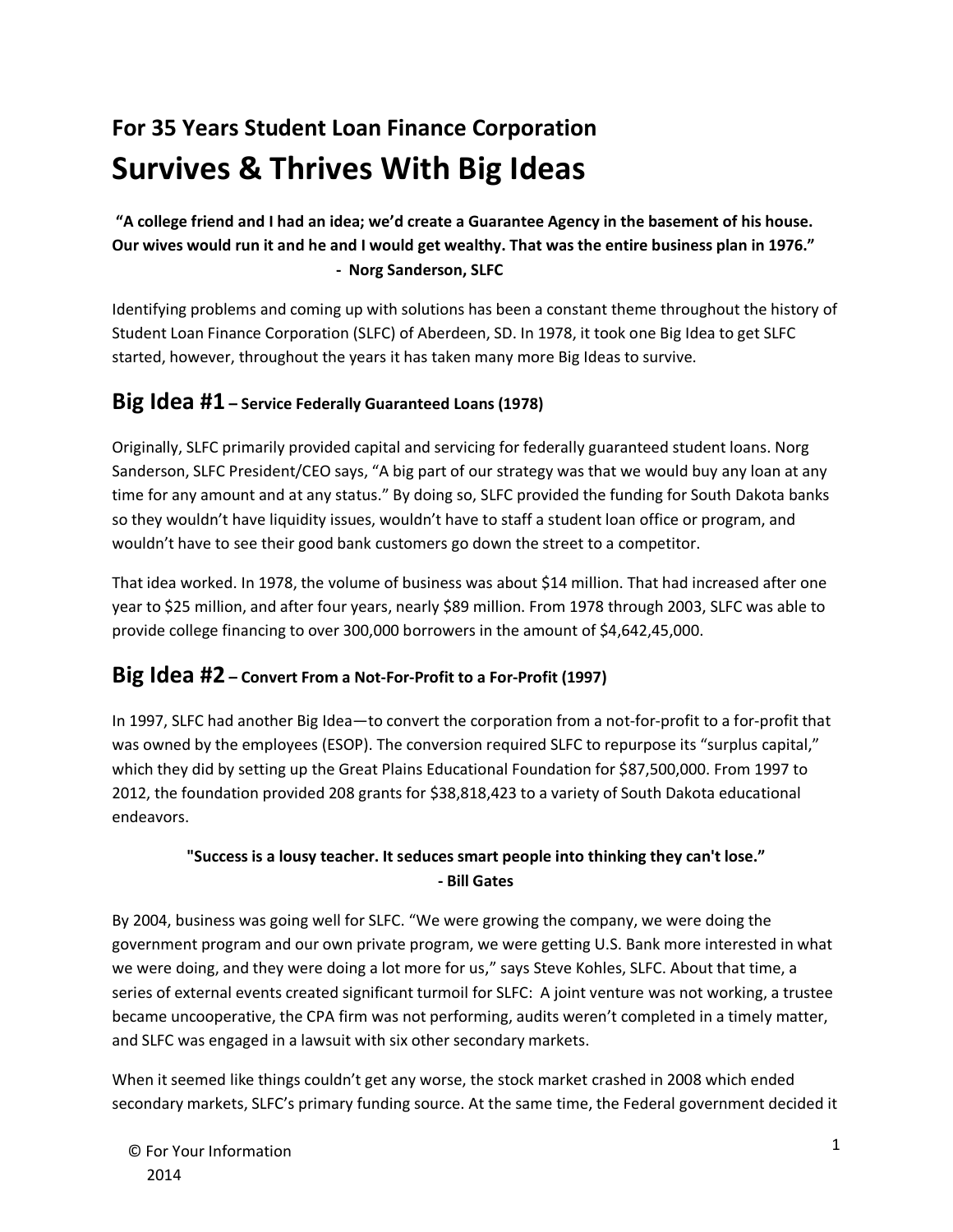## For 35 Years Student Loan Finance Corporation

# Survives & Thrives With Big Ideas

**"A college friend and I had an idea; we'd create a Guarantee Agency in the basement of his house. Our wives would run it and he and I would get wealthy. That was the entire business plan in 1976."**
**- Norg Sanderson, SLFC**

Identifying problems and coming up with solutions has been a constant theme throughout the history of Student Loan Finance Corporation (SLFC) of Aberdeen, SD. In 1978, it took one Big Idea to get SLFC started, however, throughout the years it has taken many more Big Ideas to survive.

## Big Idea #1 – Service Federally Guaranteed Loans (1978)

Originally, SLFC primarily provided capital and servicing for federally guaranteed student loans. Norg Sanderson, SLFC President/CEO says, "A big part of our strategy was that we would buy any loan at any time for any amount and at any status." By doing so, SLFC provided the funding for South Dakota banks so they wouldn't have liquidity issues, wouldn't have to staff a student loan office or program, and wouldn't have to see their good bank customers go down the street to a competitor.

That idea worked. In 1978, the volume of business was about $14 million. That had increased after one year to $25 million, and after four years, nearly $89 million. From 1978 through 2003, SLFC was able to provide college financing to over 300,000 borrowers in the amount of $4,642,45,000.

## Big Idea #2 – Convert From a Not-For-Profit to a For-Profit (1997)

In 1997, SLFC had another Big Idea—to convert the corporation from a not-for-profit to a for-profit that was owned by the employees (ESOP). The conversion required SLFC to repurpose its "surplus capital," which they did by setting up the Great Plains Educational Foundation for $87,500,000. From 1997 to 2012, the foundation provided 208 grants for $38,818,423 to a variety of South Dakota educational endeavors.

**"Success is a lousy teacher. It seduces smart people into thinking they can't lose."**
**- Bill Gates**

By 2004, business was going well for SLFC. "We were growing the company, we were doing the government program and our own private program, we were getting U.S. Bank more interested in what we were doing, and they were doing a lot more for us," says Steve Kohles, SLFC. About that time, a series of external events created significant turmoil for SLFC: A joint venture was not working, a trustee became uncooperative, the CPA firm was not performing, audits weren't completed in a timely matter, and SLFC was engaged in a lawsuit with six other secondary markets.

When it seemed like things couldn't get any worse, the stock market crashed in 2008 which ended secondary markets, SLFC's primary funding source. At the same time, the Federal government decided it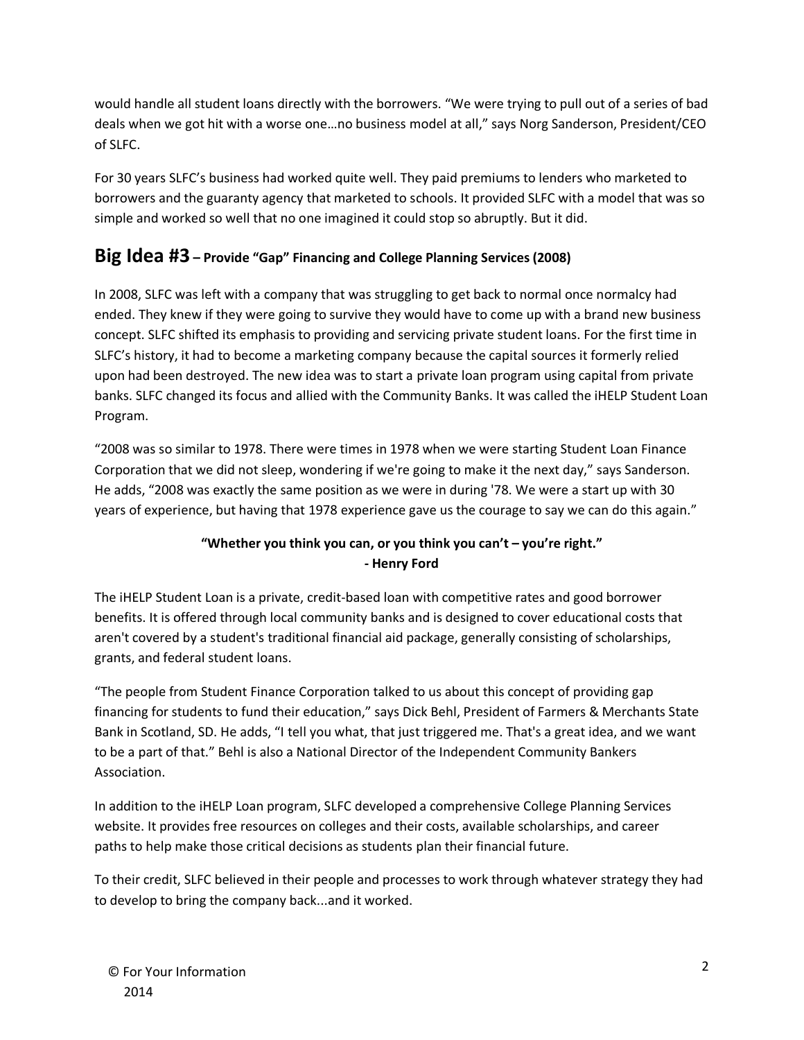would handle all student loans directly with the borrowers. “We were trying to pull out of a series of bad deals when we got hit with a worse one…no business model at all,” says Norg Sanderson, President/CEO of SLFC.

For 30 years SLFC’s business had worked quite well. They paid premiums to lenders who marketed to borrowers and the guaranty agency that marketed to schools. It provided SLFC with a model that was so simple and worked so well that no one imagined it could stop so abruptly. But it did.

## Big Idea #3 – Provide “Gap” Financing and College Planning Services (2008)

In 2008, SLFC was left with a company that was struggling to get back to normal once normalcy had ended. They knew if they were going to survive they would have to come up with a brand new business concept. SLFC shifted its emphasis to providing and servicing private student loans. For the first time in SLFC’s history, it had to become a marketing company because the capital sources it formerly relied upon had been destroyed. The new idea was to start a private loan program using capital from private banks. SLFC changed its focus and allied with the Community Banks. It was called the iHELP Student Loan Program.

“2008 was so similar to 1978. There were times in 1978 when we were starting Student Loan Finance Corporation that we did not sleep, wondering if we're going to make it the next day,” says Sanderson. He adds, “2008 was exactly the same position as we were in during '78. We were a start up with 30 years of experience, but having that 1978 experience gave us the courage to say we can do this again.”

**“Whether you think you can, or you think you can’t – you’re right.”**
**- Henry Ford**

The iHELP Student Loan is a private, credit-based loan with competitive rates and good borrower benefits. It is offered through local community banks and is designed to cover educational costs that aren't covered by a student's traditional financial aid package, generally consisting of scholarships, grants, and federal student loans.

“The people from Student Finance Corporation talked to us about this concept of providing gap financing for students to fund their education,” says Dick Behl, President of Farmers & Merchants State Bank in Scotland, SD. He adds, “I tell you what, that just triggered me. That's a great idea, and we want to be a part of that.” Behl is also a National Director of the Independent Community Bankers Association.

In addition to the iHELP Loan program, SLFC developed a comprehensive College Planning Services website. It provides free resources on colleges and their costs, available scholarships, and career paths to help make those critical decisions as students plan their financial future.

To their credit, SLFC believed in their people and processes to work through whatever strategy they had to develop to bring the company back...and it worked.

© For Your Information
2014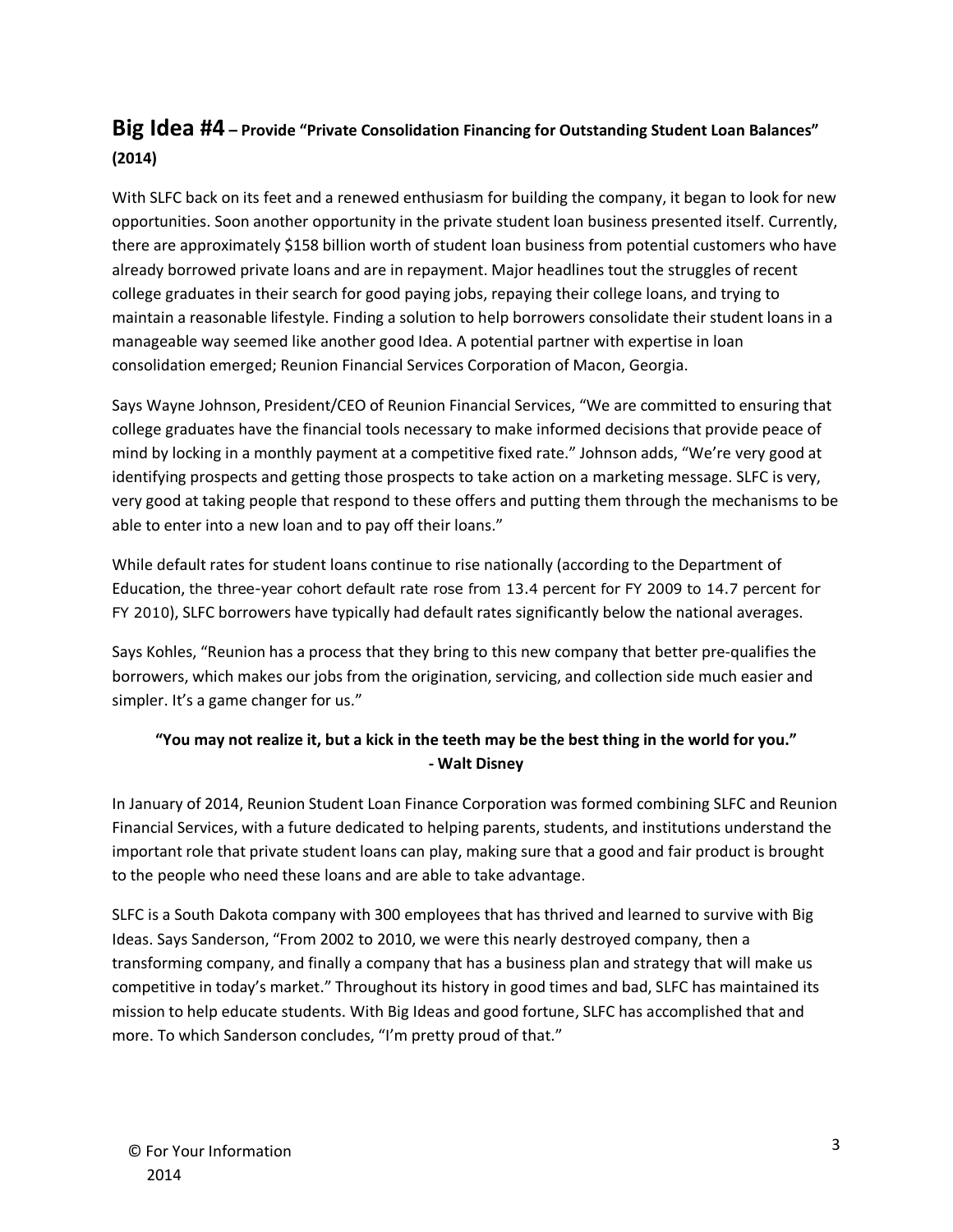## Big Idea #4 – Provide "Private Consolidation Financing for Outstanding Student Loan Balances" (2014)

With SLFC back on its feet and a renewed enthusiasm for building the company, it began to look for new opportunities. Soon another opportunity in the private student loan business presented itself. Currently, there are approximately $158 billion worth of student loan business from potential customers who have already borrowed private loans and are in repayment. Major headlines tout the struggles of recent college graduates in their search for good paying jobs, repaying their college loans, and trying to maintain a reasonable lifestyle. Finding a solution to help borrowers consolidate their student loans in a manageable way seemed like another good Idea. A potential partner with expertise in loan consolidation emerged; Reunion Financial Services Corporation of Macon, Georgia.

Says Wayne Johnson, President/CEO of Reunion Financial Services, "We are committed to ensuring that college graduates have the financial tools necessary to make informed decisions that provide peace of mind by locking in a monthly payment at a competitive fixed rate." Johnson adds, "We're very good at identifying prospects and getting those prospects to take action on a marketing message. SLFC is very, very good at taking people that respond to these offers and putting them through the mechanisms to be able to enter into a new loan and to pay off their loans."

While default rates for student loans continue to rise nationally (according to the Department of Education, the three-year cohort default rate rose from 13.4 percent for FY 2009 to 14.7 percent for FY 2010), SLFC borrowers have typically had default rates significantly below the national averages.

Says Kohles, "Reunion has a process that they bring to this new company that better pre-qualifies the borrowers, which makes our jobs from the origination, servicing, and collection side much easier and simpler. It's a game changer for us."

**"You may not realize it, but a kick in the teeth may be the best thing in the world for you."**
**- Walt Disney**

In January of 2014, Reunion Student Loan Finance Corporation was formed combining SLFC and Reunion Financial Services, with a future dedicated to helping parents, students, and institutions understand the important role that private student loans can play, making sure that a good and fair product is brought to the people who need these loans and are able to take advantage.

SLFC is a South Dakota company with 300 employees that has thrived and learned to survive with Big Ideas. Says Sanderson, "From 2002 to 2010, we were this nearly destroyed company, then a transforming company, and finally a company that has a business plan and strategy that will make us competitive in today's market." Throughout its history in good times and bad, SLFC has maintained its mission to help educate students. With Big Ideas and good fortune, SLFC has accomplished that and more. To which Sanderson concludes, "I'm pretty proud of that."

© For Your Information
2014